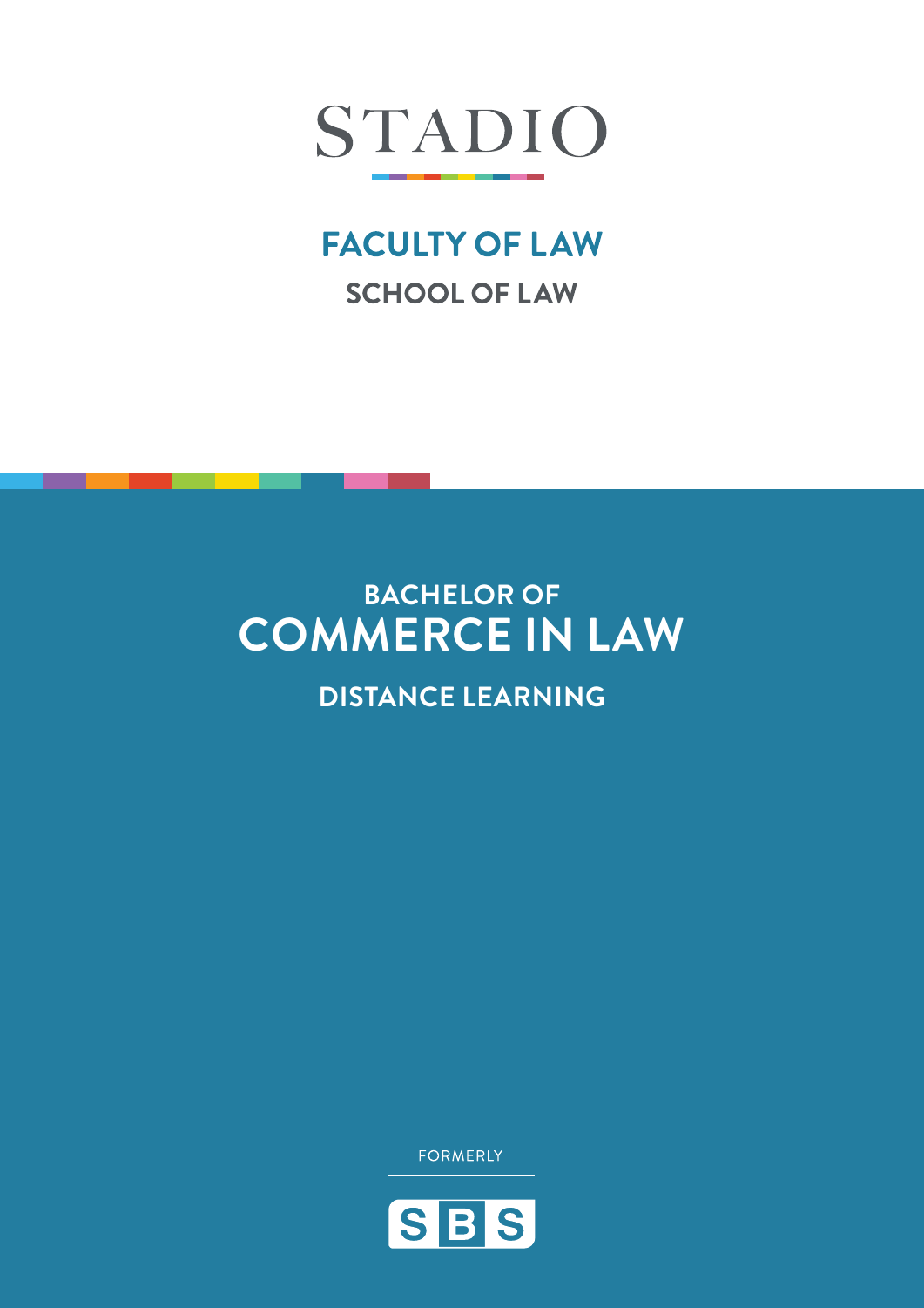# STADIO

## FACULTY OF LAW

### SCHOOL OF LAW

# BACHELOR OF COMMERCE IN LAW

## DISTANCE LEARNING

FORMERLY

SBS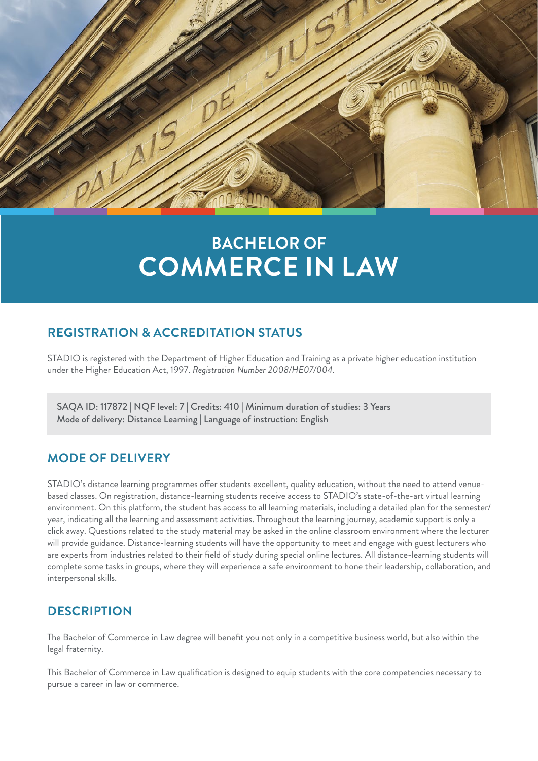# BACHELOR OF COMMERCE IN LAW

## REGISTRATION & ACCREDITATION STATUS

STADIO is registered with the Department of Higher Education and Training as a private higher education institution under the Higher Education Act, 1997. *Registration Number 2008/HE07/004.*

SAQA ID: 117872 | NQF level: 7 | Credits: 410 | Minimum duration of studies: 3 Years
Mode of delivery: Distance Learning | Language of instruction: English

## MODE OF DELIVERY

STADIO's distance learning programmes offer students excellent, quality education, without the need to attend venue-based classes. On registration, distance-learning students receive access to STADIO's state-of-the-art virtual learning environment. On this platform, the student has access to all learning materials, including a detailed plan for the semester/year, indicating all the learning and assessment activities. Throughout the learning journey, academic support is only a click away. Questions related to the study material may be asked in the online classroom environment where the lecturer will provide guidance. Distance-learning students will have the opportunity to meet and engage with guest lecturers who are experts from industries related to their field of study during special online lectures. All distance-learning students will complete some tasks in groups, where they will experience a safe environment to hone their leadership, collaboration, and interpersonal skills.

## DESCRIPTION

The Bachelor of Commerce in Law degree will benefit you not only in a competitive business world, but also within the legal fraternity.

This Bachelor of Commerce in Law qualification is designed to equip students with the core competencies necessary to pursue a career in law or commerce.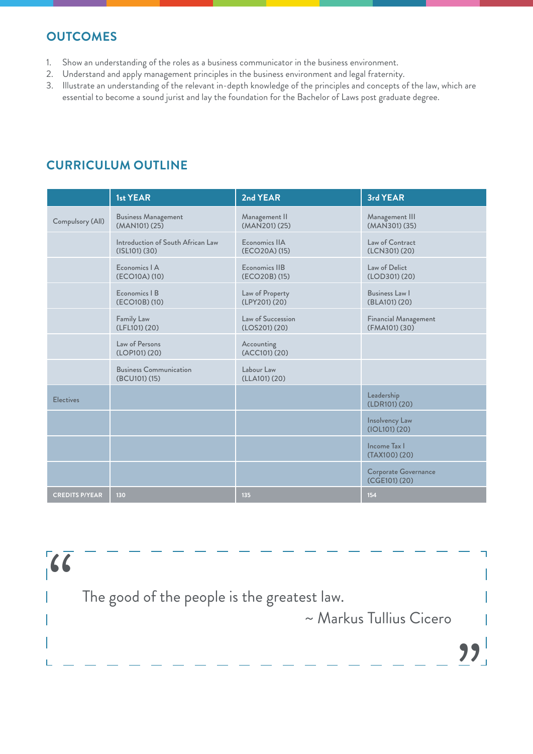## OUTCOMES

1. Show an understanding of the roles as a business communicator in the business environment.
2. Understand and apply management principles in the business environment and legal fraternity.
3. Illustrate an understanding of the relevant in-depth knowledge of the principles and concepts of the law, which are essential to become a sound jurist and lay the foundation for the Bachelor of Laws post graduate degree.

## CURRICULUM OUTLINE

| | 1st YEAR | 2nd YEAR | 3rd YEAR |
|---|---|---|---|
| Compulsory (All) | Business Management (MAN101) (25) | Management II (MAN201) (25) | Management III (MAN301) (35) |
| | Introduction of South African Law (ISL101) (30) | Economics IIA (ECO20A) (15) | Law of Contract (LCN301) (20) |
| | Economics I A (ECO10A) (10) | Economics IIB (ECO20B) (15) | Law of Delict (LOD301) (20) |
| | Economics I B (ECO10B) (10) | Law of Property (LPY201) (20) | Business Law I (BLA101) (20) |
| | Family Law (LFL101) (20) | Law of Succession (LOS201) (20) | Financial Management (FMA101) (30) |
| | Law of Persons (LOP101) (20) | Accounting (ACC101) (20) | |
| | Business Communication (BCU101) (15) | Labour Law (LLA101) (20) | |
| Electives | | | Leadership (LDR101) (20) |
| | | | Insolvency Law (IOL101) (20) |
| | | | Income Tax I (TAX100) (20) |
| | | | Corporate Governance (CGE101) (20) |
| **CREDITS P/YEAR** | 130 | 135 | 154 |

> The good of the people is the greatest law.
>
> ~ Markus Tullius Cicero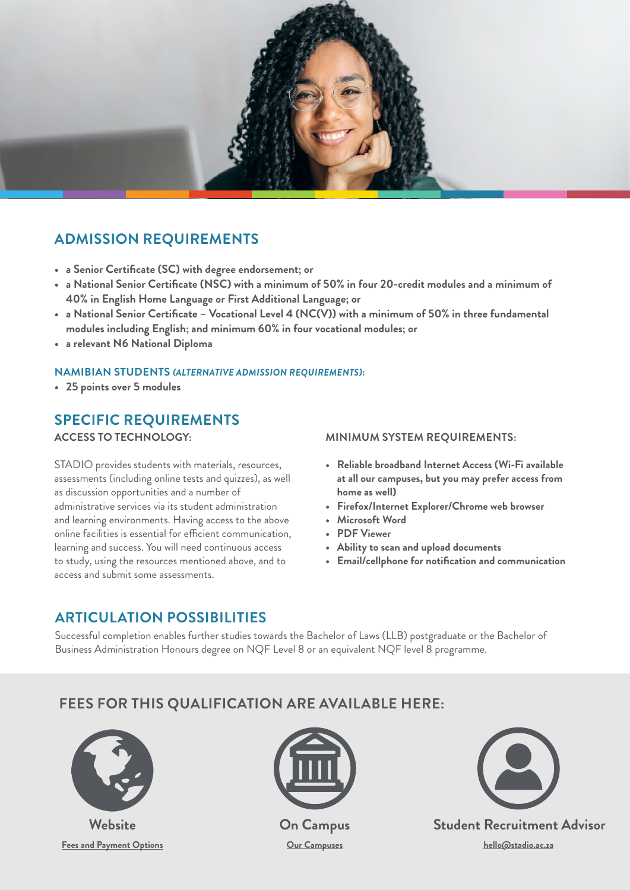## ADMISSION REQUIREMENTS

- **a Senior Certificate (SC) with degree endorsement; or**
- **a National Senior Certificate (NSC) with a minimum of 50% in four 20-credit modules and a minimum of 40% in English Home Language or First Additional Language; or**
- **a National Senior Certificate – Vocational Level 4 (NC(V)) with a minimum of 50% in three fundamental modules including English; and minimum 60% in four vocational modules; or**
- **a relevant N6 National Diploma**

### NAMIBIAN STUDENTS *(ALTERNATIVE ADMISSION REQUIREMENTS)*:

- **25 points over 5 modules**

## SPECIFIC REQUIREMENTS

### ACCESS TO TECHNOLOGY:

STADIO provides students with materials, resources, assessments (including online tests and quizzes), as well as discussion opportunities and a number of administrative services via its student administration and learning environments. Having access to the above online facilities is essential for efficient communication, learning and success. You will need continuous access to study, using the resources mentioned above, and to access and submit some assessments.

### MINIMUM SYSTEM REQUIREMENTS:

- **Reliable broadband Internet Access (Wi-Fi available at all our campuses, but you may prefer access from home as well)**
- **Firefox/Internet Explorer/Chrome web browser**
- **Microsoft Word**
- **PDF Viewer**
- **Ability to scan and upload documents**
- **Email/cellphone for notification and communication**

## ARTICULATION POSSIBILITIES

Successful completion enables further studies towards the Bachelor of Laws (LLB) postgraduate or the Bachelor of Business Administration Honours degree on NQF Level 8 or an equivalent NQF level 8 programme.

## FEES FOR THIS QUALIFICATION ARE AVAILABLE HERE:

**Website**
Fees and Payment Options

**On Campus**
Our Campuses

**Student Recruitment Advisor**
hello@stadio.ac.za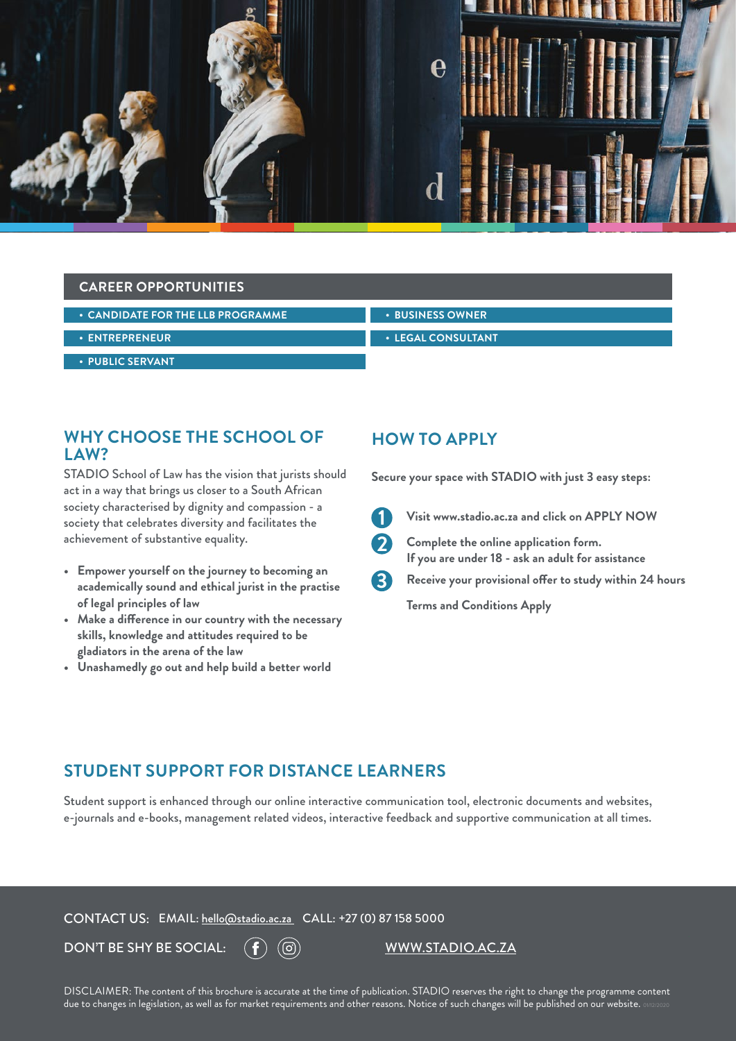## CAREER OPPORTUNITIES

- CANDIDATE FOR THE LLB PROGRAMME
- BUSINESS OWNER
- ENTREPRENEUR
- LEGAL CONSULTANT
- PUBLIC SERVANT

## WHY CHOOSE THE SCHOOL OF LAW?

STADIO School of Law has the vision that jurists should act in a way that brings us closer to a South African society characterised by dignity and compassion - a society that celebrates diversity and facilitates the achievement of substantive equality.

- **Empower yourself on the journey to becoming an academically sound and ethical jurist in the practise of legal principles of law**
- **Make a difference in our country with the necessary skills, knowledge and attitudes required to be gladiators in the arena of the law**
- **Unashamedly go out and help build a better world**

## HOW TO APPLY

**Secure your space with STADIO with just 3 easy steps:**

1. **Visit www.stadio.ac.za and click on APPLY NOW**
2. **Complete the online application form. If you are under 18 - ask an adult for assistance**
3. **Receive your provisional offer to study within 24 hours**

**Terms and Conditions Apply**

## STUDENT SUPPORT FOR DISTANCE LEARNERS

Student support is enhanced through our online interactive communication tool, electronic documents and websites, e-journals and e-books, management related videos, interactive feedback and supportive communication at all times.

CONTACT US: EMAIL: hello@stadio.ac.za CALL: +27 (0) 87 158 5000

DON'T BE SHY BE SOCIAL:

WWW.STADIO.AC.ZA

DISCLAIMER: The content of this brochure is accurate at the time of publication. STADIO reserves the right to change the programme content due to changes in legislation, as well as for market requirements and other reasons. Notice of such changes will be published on our website. 01/12/2020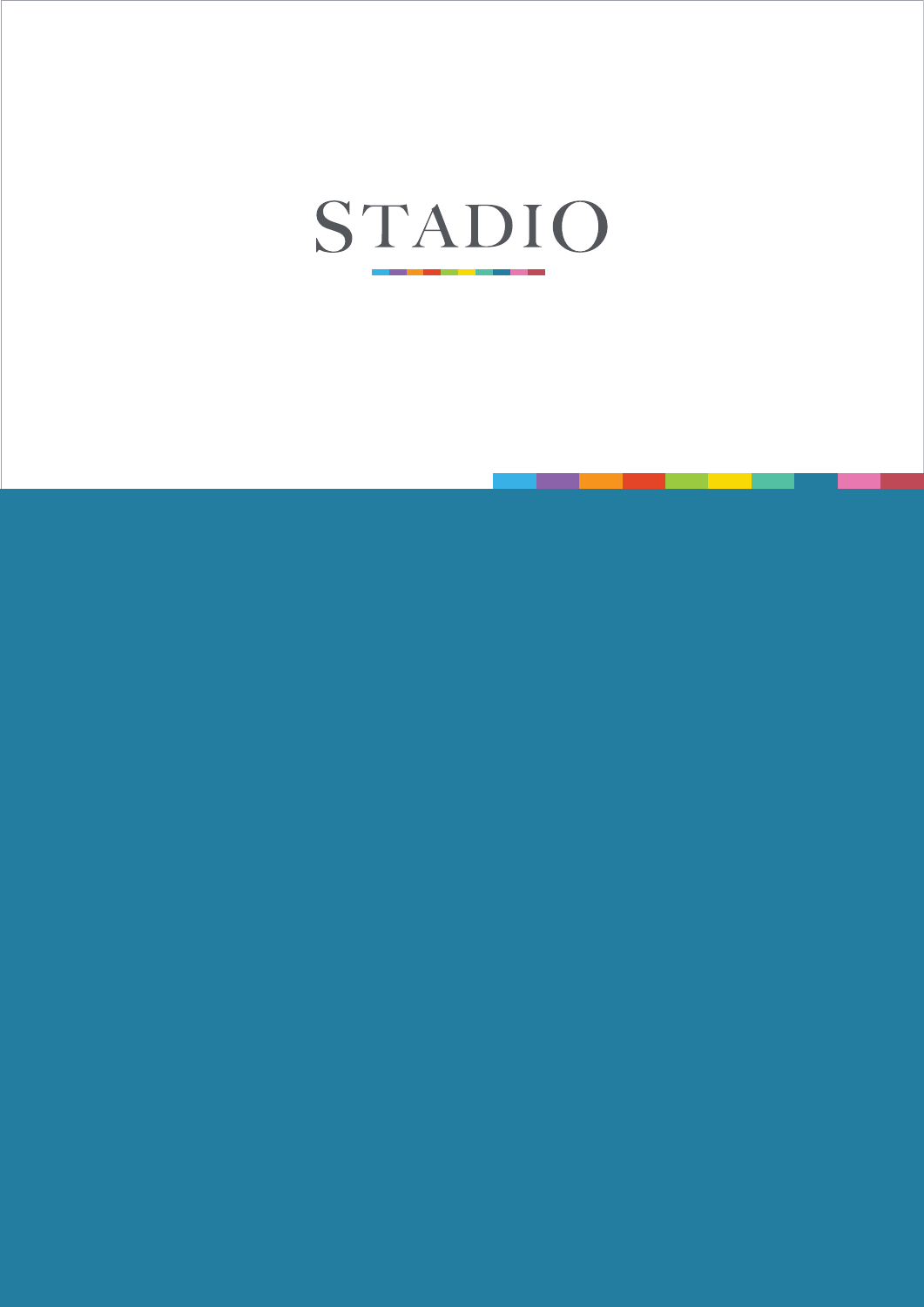STADIO